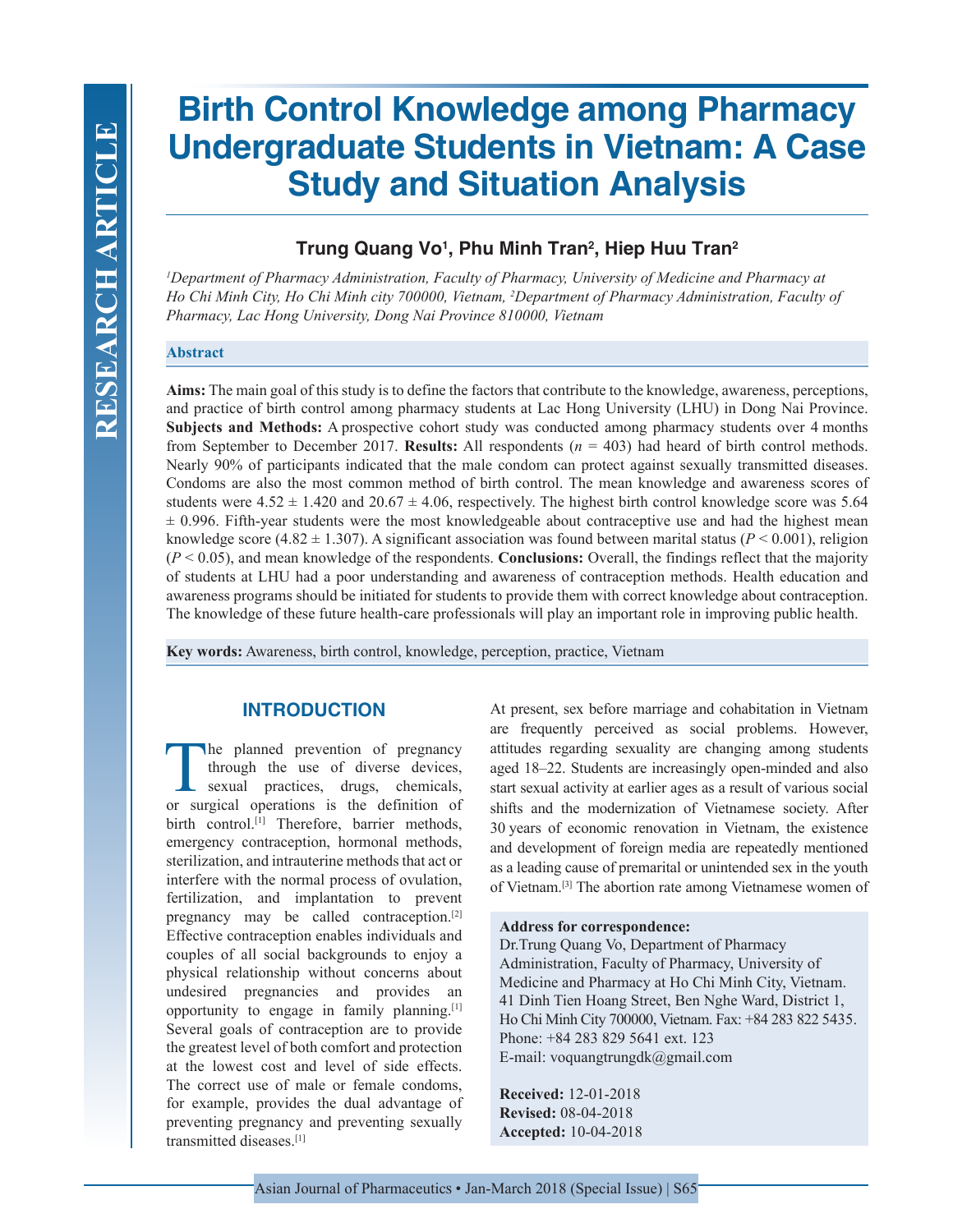# Birth Control Knowledge among Pharmacy Undergraduate Students in Vietnam: A Case Study and Situation Analysis

**Trung Quang Vo[1], Phu Minh Tran[2], Hiep Huu Tran[2]**

*[1]Department of Pharmacy Administration, Faculty of Pharmacy, University of Medicine and Pharmacy at Ho Chi Minh City, Ho Chi Minh city 700000, Vietnam, [2]Department of Pharmacy Administration, Faculty of Pharmacy, Lac Hong University, Dong Nai Province 810000, Vietnam*

## Abstract

**Aims:** The main goal of this study is to define the factors that contribute to the knowledge, awareness, perceptions, and practice of birth control among pharmacy students at Lac Hong University (LHU) in Dong Nai Province. **Subjects and Methods:** A prospective cohort study was conducted among pharmacy students over 4 months from September to December 2017. **Results:** All respondents ($n$ = 403) had heard of birth control methods. Nearly 90% of participants indicated that the male condom can protect against sexually transmitted diseases. Condoms are also the most common method of birth control. The mean knowledge and awareness scores of students were $4.52 \pm 1.420$ and $20.67 \pm 4.06$, respectively. The highest birth control knowledge score was $5.64 \pm 0.996$. Fifth-year students were the most knowledgeable about contraceptive use and had the highest mean knowledge score ($4.82 \pm 1.307$). A significant association was found between marital status ($P < 0.001$), religion ($P < 0.05$), and mean knowledge of the respondents. **Conclusions:** Overall, the findings reflect that the majority of students at LHU had a poor understanding and awareness of contraception methods. Health education and awareness programs should be initiated for students to provide them with correct knowledge about contraception. The knowledge of these future health-care professionals will play an important role in improving public health.

**Key words:** Awareness, birth control, knowledge, perception, practice, Vietnam

## INTRODUCTION

The planned prevention of pregnancy through the use of diverse devices, sexual practices, drugs, chemicals, or surgical operations is the definition of birth control.[1] Therefore, barrier methods, emergency contraception, hormonal methods, sterilization, and intrauterine methods that act or interfere with the normal process of ovulation, fertilization, and implantation to prevent pregnancy may be called contraception.[2] Effective contraception enables individuals and couples of all social backgrounds to enjoy a physical relationship without concerns about undesired pregnancies and provides an opportunity to engage in family planning.[1] Several goals of contraception are to provide the greatest level of both comfort and protection at the lowest cost and level of side effects. The correct use of male or female condoms, for example, provides the dual advantage of preventing pregnancy and preventing sexually transmitted diseases.[1]

At present, sex before marriage and cohabitation in Vietnam are frequently perceived as social problems. However, attitudes regarding sexuality are changing among students aged 18–22. Students are increasingly open-minded and also start sexual activity at earlier ages as a result of various social shifts and the modernization of Vietnamese society. After 30 years of economic renovation in Vietnam, the existence and development of foreign media are repeatedly mentioned as a leading cause of premarital or unintended sex in the youth of Vietnam.[3] The abortion rate among Vietnamese women of

**Address for correspondence:**
Dr.Trung Quang Vo, Department of Pharmacy Administration, Faculty of Pharmacy, University of Medicine and Pharmacy at Ho Chi Minh City, Vietnam. 41 Dinh Tien Hoang Street, Ben Nghe Ward, District 1, Ho Chi Minh City 700000, Vietnam. Fax: +84 283 822 5435. Phone: +84 283 829 5641 ext. 123
E-mail: voquangtrungdk@gmail.com

**Received:** 12-01-2018
**Revised:** 08-04-2018
**Accepted:** 10-04-2018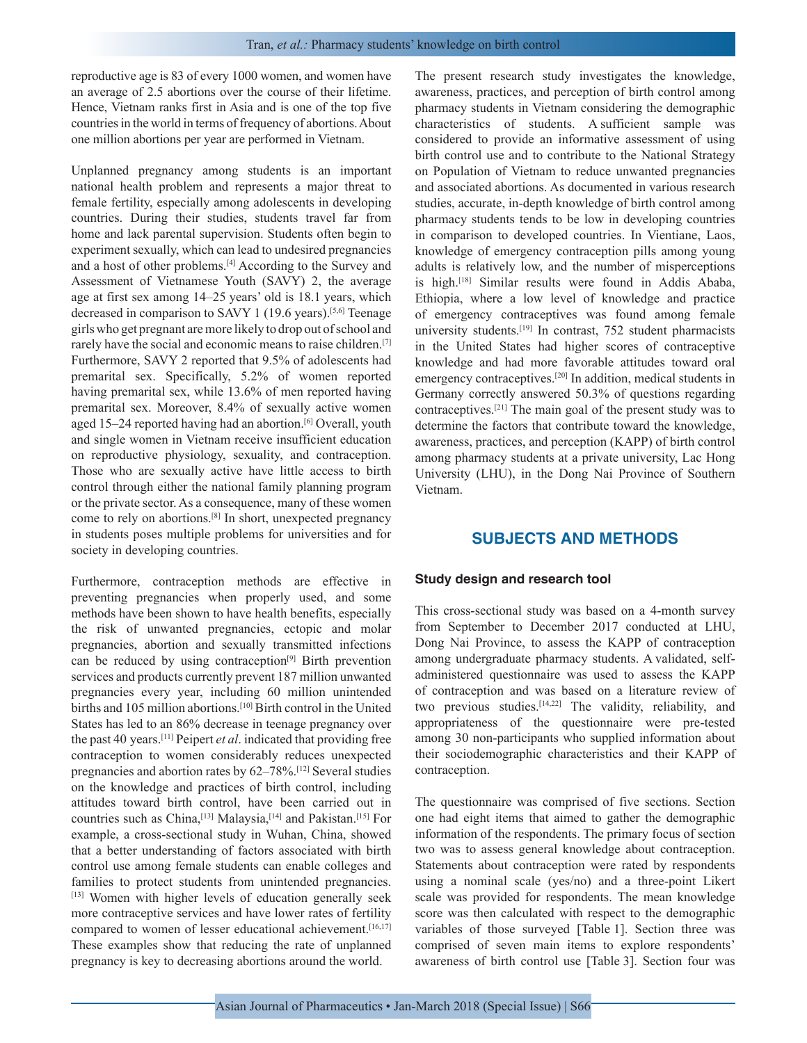reproductive age is 83 of every 1000 women, and women have an average of 2.5 abortions over the course of their lifetime. Hence, Vietnam ranks first in Asia and is one of the top five countries in the world in terms of frequency of abortions. About one million abortions per year are performed in Vietnam.

Unplanned pregnancy among students is an important national health problem and represents a major threat to female fertility, especially among adolescents in developing countries. During their studies, students travel far from home and lack parental supervision. Students often begin to experiment sexually, which can lead to undesired pregnancies and a host of other problems.[4] According to the Survey and Assessment of Vietnamese Youth (SAVY) 2, the average age at first sex among 14–25 years' old is 18.1 years, which decreased in comparison to SAVY 1 (19.6 years).[5,6] Teenage girls who get pregnant are more likely to drop out of school and rarely have the social and economic means to raise children.[7] Furthermore, SAVY 2 reported that 9.5% of adolescents had premarital sex. Specifically, 5.2% of women reported having premarital sex, while 13.6% of men reported having premarital sex. Moreover, 8.4% of sexually active women aged 15–24 reported having had an abortion.[6] Overall, youth and single women in Vietnam receive insufficient education on reproductive physiology, sexuality, and contraception. Those who are sexually active have little access to birth control through either the national family planning program or the private sector. As a consequence, many of these women come to rely on abortions.[8] In short, unexpected pregnancy in students poses multiple problems for universities and for society in developing countries.

Furthermore, contraception methods are effective in preventing pregnancies when properly used, and some methods have been shown to have health benefits, especially the risk of unwanted pregnancies, ectopic and molar pregnancies, abortion and sexually transmitted infections can be reduced by using contraception[9] Birth prevention services and products currently prevent 187 million unwanted pregnancies every year, including 60 million unintended births and 105 million abortions.[10] Birth control in the United States has led to an 86% decrease in teenage pregnancy over the past 40 years.[11] Peipert *et al*. indicated that providing free contraception to women considerably reduces unexpected pregnancies and abortion rates by 62–78%.[12] Several studies on the knowledge and practices of birth control, including attitudes toward birth control, have been carried out in countries such as China,[13] Malaysia,[14] and Pakistan.[15] For example, a cross-sectional study in Wuhan, China, showed that a better understanding of factors associated with birth control use among female students can enable colleges and families to protect students from unintended pregnancies.[13] Women with higher levels of education generally seek more contraceptive services and have lower rates of fertility compared to women of lesser educational achievement.[16,17] These examples show that reducing the rate of unplanned pregnancy is key to decreasing abortions around the world.

The present research study investigates the knowledge, awareness, practices, and perception of birth control among pharmacy students in Vietnam considering the demographic characteristics of students. A sufficient sample was considered to provide an informative assessment of using birth control use and to contribute to the National Strategy on Population of Vietnam to reduce unwanted pregnancies and associated abortions. As documented in various research studies, accurate, in-depth knowledge of birth control among pharmacy students tends to be low in developing countries in comparison to developed countries. In Vientiane, Laos, knowledge of emergency contraception pills among young adults is relatively low, and the number of misperceptions is high.[18] Similar results were found in Addis Ababa, Ethiopia, where a low level of knowledge and practice of emergency contraceptives was found among female university students.[19] In contrast, 752 student pharmacists in the United States had higher scores of contraceptive knowledge and had more favorable attitudes toward oral emergency contraceptives.[20] In addition, medical students in Germany correctly answered 50.3% of questions regarding contraceptives.[21] The main goal of the present study was to determine the factors that contribute toward the knowledge, awareness, practices, and perception (KAPP) of birth control among pharmacy students at a private university, Lac Hong University (LHU), in the Dong Nai Province of Southern Vietnam.

## SUBJECTS AND METHODS

### Study design and research tool

This cross-sectional study was based on a 4-month survey from September to December 2017 conducted at LHU, Dong Nai Province, to assess the KAPP of contraception among undergraduate pharmacy students. A validated, self-administered questionnaire was used to assess the KAPP of contraception and was based on a literature review of two previous studies.[14,22] The validity, reliability, and appropriateness of the questionnaire were pre-tested among 30 non-participants who supplied information about their sociodemographic characteristics and their KAPP of contraception.

The questionnaire was comprised of five sections. Section one had eight items that aimed to gather the demographic information of the respondents. The primary focus of section two was to assess general knowledge about contraception. Statements about contraception were rated by respondents using a nominal scale (yes/no) and a three-point Likert scale was provided for respondents. The mean knowledge score was then calculated with respect to the demographic variables of those surveyed [Table 1]. Section three was comprised of seven main items to explore respondents' awareness of birth control use [Table 3]. Section four was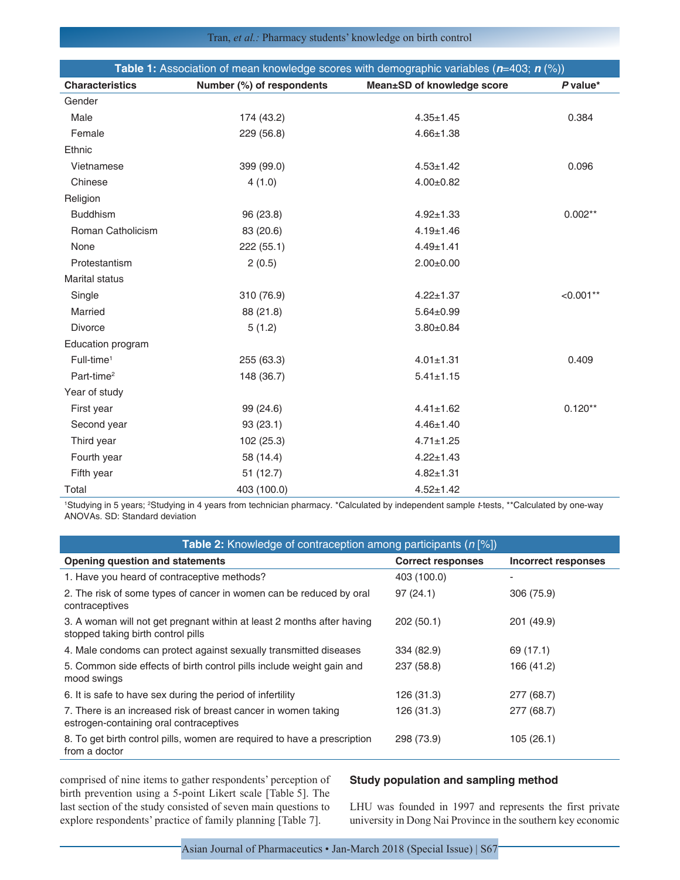**Table 1:** Association of mean knowledge scores with demographic variables (*n*=403; *n* (%))

| Characteristics | Number (%) of respondents | Mean±SD of knowledge score | *P* value* |
|---|---|---|---|
| Gender | | | |
| Male | 174 (43.2) | 4.35±1.45 | 0.384 |
| Female | 229 (56.8) | 4.66±1.38 | |
| Ethnic | | | |
| Vietnamese | 399 (99.0) | 4.53±1.42 | 0.096 |
| Chinese | 4 (1.0) | 4.00±0.82 | |
| Religion | | | |
| Buddhism | 96 (23.8) | 4.92±1.33 | 0.002** |
| Roman Catholicism | 83 (20.6) | 4.19±1.46 | |
| None | 222 (55.1) | 4.49±1.41 | |
| Protestantism | 2 (0.5) | 2.00±0.00 | |
| Marital status | | | |
| Single | 310 (76.9) | 4.22±1.37 | <0.001** |
| Married | 88 (21.8) | 5.64±0.99 | |
| Divorce | 5 (1.2) | 3.80±0.84 | |
| Education program | | | |
| Full-time[1] | 255 (63.3) | 4.01±1.31 | 0.409 |
| Part-time[2] | 148 (36.7) | 5.41±1.15 | |
| Year of study | | | |
| First year | 99 (24.6) | 4.41±1.62 | 0.120** |
| Second year | 93 (23.1) | 4.46±1.40 | |
| Third year | 102 (25.3) | 4.71±1.25 | |
| Fourth year | 58 (14.4) | 4.22±1.43 | |
| Fifth year | 51 (12.7) | 4.82±1.31 | |
| Total | 403 (100.0) | 4.52±1.42 | |

[1]Studying in 5 years; [2]Studying in 4 years from technician pharmacy. *Calculated by independent sample *t*-tests, **Calculated by one-way ANOVAs. SD: Standard deviation

**Table 2:** Knowledge of contraception among participants (*n* [%])

| Opening question and statements | Correct responses | Incorrect responses |
|---|---|---|
| 1. Have you heard of contraceptive methods? | 403 (100.0) | - |
| 2. The risk of some types of cancer in women can be reduced by oral contraceptives | 97 (24.1) | 306 (75.9) |
| 3. A woman will not get pregnant within at least 2 months after having stopped taking birth control pills | 202 (50.1) | 201 (49.9) |
| 4. Male condoms can protect against sexually transmitted diseases | 334 (82.9) | 69 (17.1) |
| 5. Common side effects of birth control pills include weight gain and mood swings | 237 (58.8) | 166 (41.2) |
| 6. It is safe to have sex during the period of infertility | 126 (31.3) | 277 (68.7) |
| 7. There is an increased risk of breast cancer in women taking estrogen-containing oral contraceptives | 126 (31.3) | 277 (68.7) |
| 8. To get birth control pills, women are required to have a prescription from a doctor | 298 (73.9) | 105 (26.1) |

comprised of nine items to gather respondents' perception of birth prevention using a 5-point Likert scale [Table 5]. The last section of the study consisted of seven main questions to explore respondents' practice of family planning [Table 7].

### Study population and sampling method

LHU was founded in 1997 and represents the first private university in Dong Nai Province in the southern key economic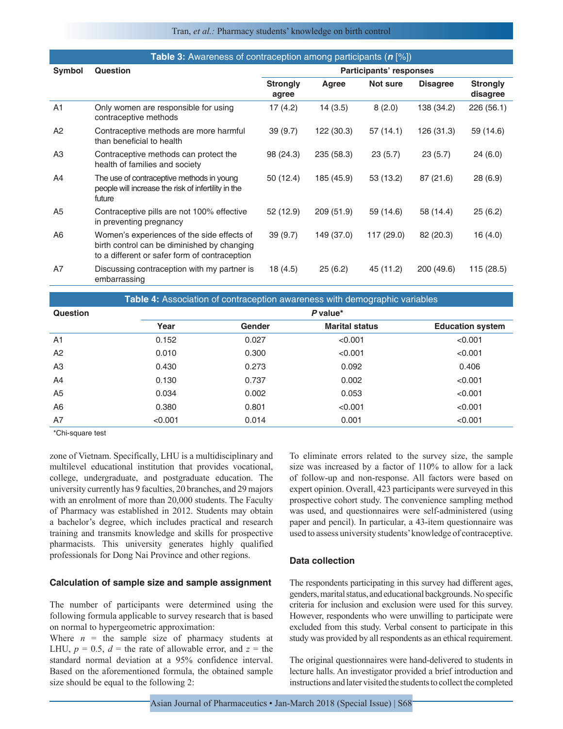**Table 3:** Awareness of contraception among participants (*n* [%])

| Symbol | Question | Participants' responses | | | | |
|---|---|---|---|---|---|---|
| | | Strongly agree | Agree | Not sure | Disagree | Strongly disagree |
| A1 | Only women are responsible for using contraceptive methods | 17 (4.2) | 14 (3.5) | 8 (2.0) | 138 (34.2) | 226 (56.1) |
| A2 | Contraceptive methods are more harmful than beneficial to health | 39 (9.7) | 122 (30.3) | 57 (14.1) | 126 (31.3) | 59 (14.6) |
| A3 | Contraceptive methods can protect the health of families and society | 98 (24.3) | 235 (58.3) | 23 (5.7) | 23 (5.7) | 24 (6.0) |
| A4 | The use of contraceptive methods in young people will increase the risk of infertility in the future | 50 (12.4) | 185 (45.9) | 53 (13.2) | 87 (21.6) | 28 (6.9) |
| A5 | Contraceptive pills are not 100% effective in preventing pregnancy | 52 (12.9) | 209 (51.9) | 59 (14.6) | 58 (14.4) | 25 (6.2) |
| A6 | Women's experiences of the side effects of birth control can be diminished by changing to a different or safer form of contraception | 39 (9.7) | 149 (37.0) | 117 (29.0) | 82 (20.3) | 16 (4.0) |
| A7 | Discussing contraception with my partner is embarrassing | 18 (4.5) | 25 (6.2) | 45 (11.2) | 200 (49.6) | 115 (28.5) |

**Table 4:** Association of contraception awareness with demographic variables

| Question | *P* value* | | | |
|---|---|---|---|---|
| | Year | Gender | Marital status | Education system |
| A1 | 0.152 | 0.027 | <0.001 | <0.001 |
| A2 | 0.010 | 0.300 | <0.001 | <0.001 |
| A3 | 0.430 | 0.273 | 0.092 | 0.406 |
| A4 | 0.130 | 0.737 | 0.002 | <0.001 |
| A5 | 0.034 | 0.002 | 0.053 | <0.001 |
| A6 | 0.380 | 0.801 | <0.001 | <0.001 |
| A7 | <0.001 | 0.014 | 0.001 | <0.001 |

*Chi-square test

zone of Vietnam. Specifically, LHU is a multidisciplinary and multilevel educational institution that provides vocational, college, undergraduate, and postgraduate education. The university currently has 9 faculties, 20 branches, and 29 majors with an enrolment of more than 20,000 students. The Faculty of Pharmacy was established in 2012. Students may obtain a bachelor's degree, which includes practical and research training and transmits knowledge and skills for prospective pharmacists. This university generates highly qualified professionals for Dong Nai Province and other regions.

### Calculation of sample size and sample assignment

The number of participants were determined using the following formula applicable to survey research that is based on normal to hypergeometric approximation:

Where $n$ = the sample size of pharmacy students at LHU, $p$ = 0.5, $d$ = the rate of allowable error, and $z$ = the standard normal deviation at a 95% confidence interval. Based on the aforementioned formula, the obtained sample size should be equal to the following 2:

To eliminate errors related to the survey size, the sample size was increased by a factor of 110% to allow for a lack of follow-up and non-response. All factors were based on expert opinion. Overall, 423 participants were surveyed in this prospective cohort study. The convenience sampling method was used, and questionnaires were self-administered (using paper and pencil). In particular, a 43-item questionnaire was used to assess university students' knowledge of contraceptive.

### Data collection

The respondents participating in this survey had different ages, genders, marital status, and educational backgrounds. No specific criteria for inclusion and exclusion were used for this survey. However, respondents who were unwilling to participate were excluded from this study. Verbal consent to participate in this study was provided by all respondents as an ethical requirement.

The original questionnaires were hand-delivered to students in lecture halls. An investigator provided a brief introduction and instructions and later visited the students to collect the completed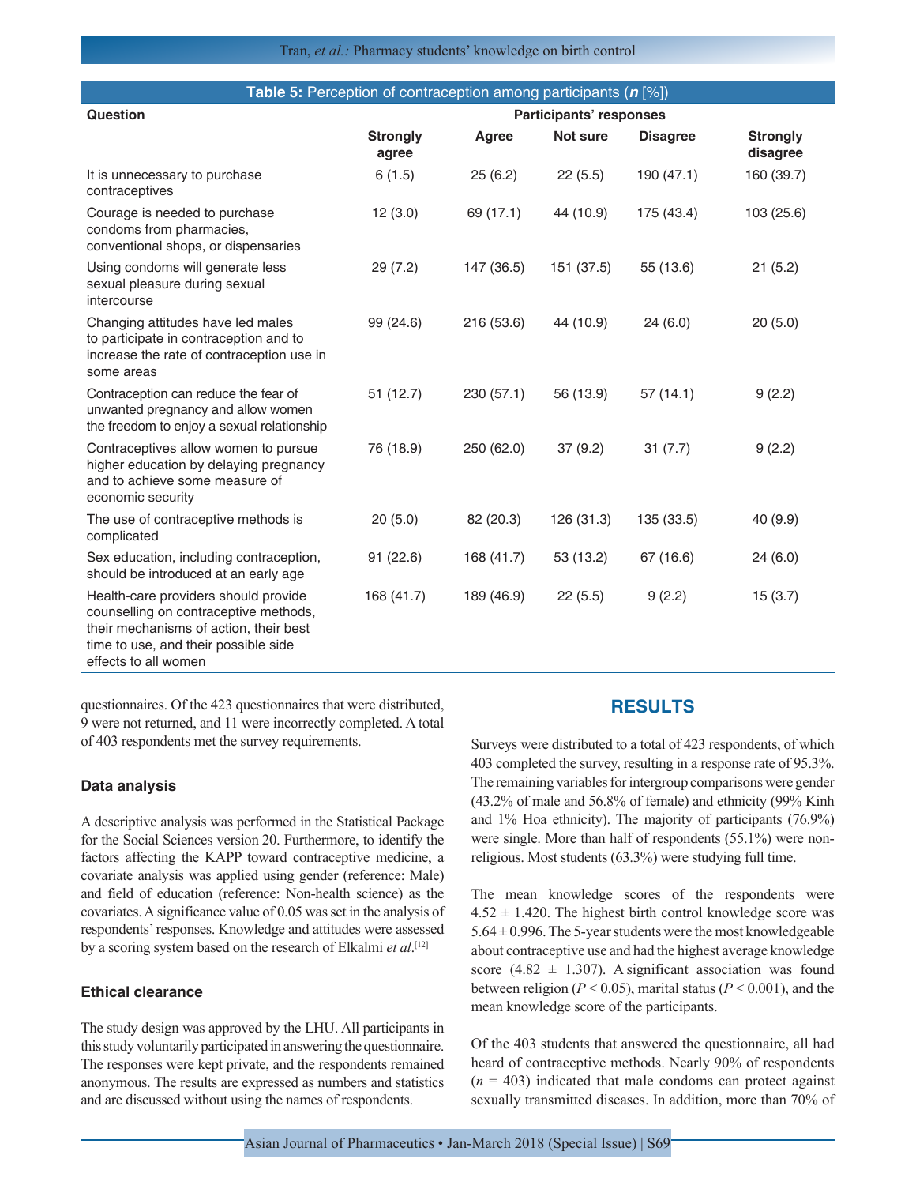**Table 5:** Perception of contraception among participants (*n* [%])

| Question | Participants' responses | | | | |
|---|---|---|---|---|---|
| | Strongly agree | Agree | Not sure | Disagree | Strongly disagree |
| It is unnecessary to purchase contraceptives | 6 (1.5) | 25 (6.2) | 22 (5.5) | 190 (47.1) | 160 (39.7) |
| Courage is needed to purchase condoms from pharmacies, conventional shops, or dispensaries | 12 (3.0) | 69 (17.1) | 44 (10.9) | 175 (43.4) | 103 (25.6) |
| Using condoms will generate less sexual pleasure during sexual intercourse | 29 (7.2) | 147 (36.5) | 151 (37.5) | 55 (13.6) | 21 (5.2) |
| Changing attitudes have led males to participate in contraception and to increase the rate of contraception use in some areas | 99 (24.6) | 216 (53.6) | 44 (10.9) | 24 (6.0) | 20 (5.0) |
| Contraception can reduce the fear of unwanted pregnancy and allow women the freedom to enjoy a sexual relationship | 51 (12.7) | 230 (57.1) | 56 (13.9) | 57 (14.1) | 9 (2.2) |
| Contraceptives allow women to pursue higher education by delaying pregnancy and to achieve some measure of economic security | 76 (18.9) | 250 (62.0) | 37 (9.2) | 31 (7.7) | 9 (2.2) |
| The use of contraceptive methods is complicated | 20 (5.0) | 82 (20.3) | 126 (31.3) | 135 (33.5) | 40 (9.9) |
| Sex education, including contraception, should be introduced at an early age | 91 (22.6) | 168 (41.7) | 53 (13.2) | 67 (16.6) | 24 (6.0) |
| Health-care providers should provide counselling on contraceptive methods, their mechanisms of action, their best time to use, and their possible side effects to all women | 168 (41.7) | 189 (46.9) | 22 (5.5) | 9 (2.2) | 15 (3.7) |

questionnaires. Of the 423 questionnaires that were distributed, 9 were not returned, and 11 were incorrectly completed. A total of 403 respondents met the survey requirements.

### Data analysis

A descriptive analysis was performed in the Statistical Package for the Social Sciences version 20. Furthermore, to identify the factors affecting the KAPP toward contraceptive medicine, a covariate analysis was applied using gender (reference: Male) and field of education (reference: Non-health science) as the covariates. A significance value of 0.05 was set in the analysis of respondents' responses. Knowledge and attitudes were assessed by a scoring system based on the research of Elkalmi *et al*.[12]

### Ethical clearance

The study design was approved by the LHU. All participants in this study voluntarily participated in answering the questionnaire. The responses were kept private, and the respondents remained anonymous. The results are expressed as numbers and statistics and are discussed without using the names of respondents.

## RESULTS

Surveys were distributed to a total of 423 respondents, of which 403 completed the survey, resulting in a response rate of 95.3%. The remaining variables for intergroup comparisons were gender (43.2% of male and 56.8% of female) and ethnicity (99% Kinh and 1% Hoa ethnicity). The majority of participants (76.9%) were single. More than half of respondents (55.1%) were non-religious. Most students (63.3%) were studying full time.

The mean knowledge scores of the respondents were $4.52 \pm 1.420$. The highest birth control knowledge score was $5.64 \pm 0.996$. The 5-year students were the most knowledgeable about contraceptive use and had the highest average knowledge score ($4.82 \pm 1.307$). A significant association was found between religion ($P < 0.05$), marital status ($P < 0.001$), and the mean knowledge score of the participants.

Of the 403 students that answered the questionnaire, all had heard of contraceptive methods. Nearly 90% of respondents ($n = 403$) indicated that male condoms can protect against sexually transmitted diseases. In addition, more than 70% of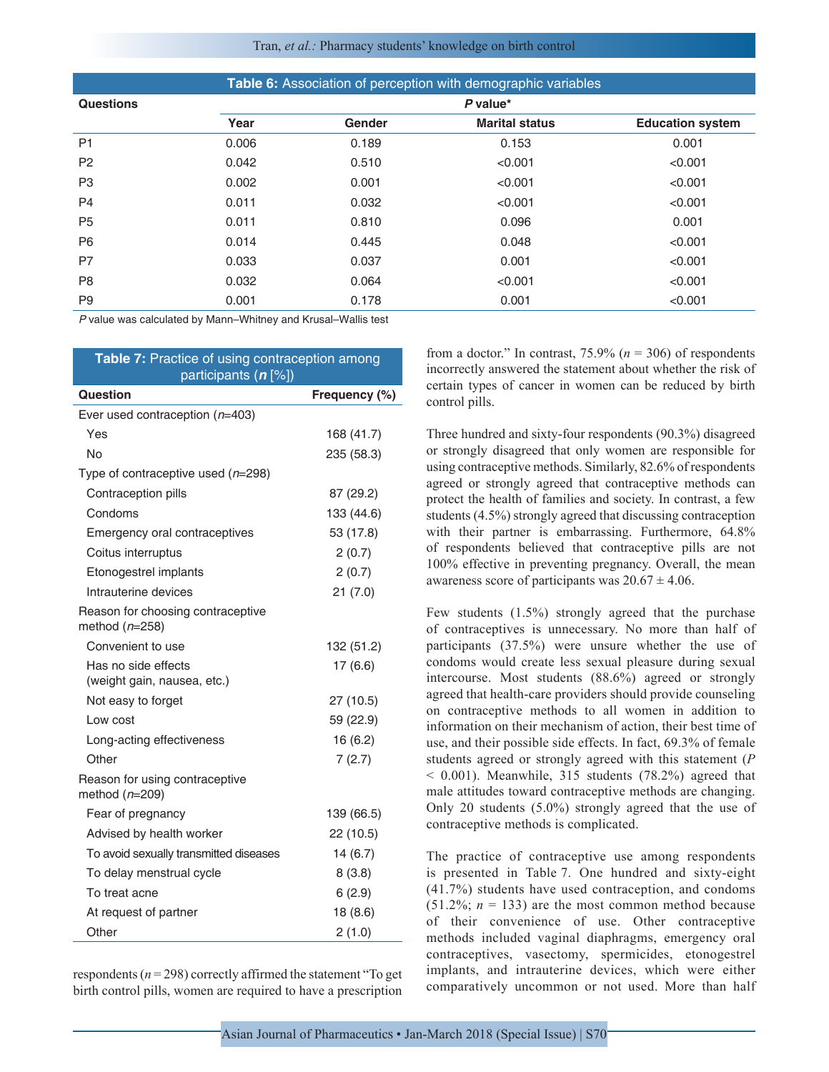**Table 6:** Association of perception with demographic variables

| Questions | *P* value* | | | |
|---|---|---|---|---|
| | Year | Gender | Marital status | Education system |
| P1 | 0.006 | 0.189 | 0.153 | 0.001 |
| P2 | 0.042 | 0.510 | <0.001 | <0.001 |
| P3 | 0.002 | 0.001 | <0.001 | <0.001 |
| P4 | 0.011 | 0.032 | <0.001 | <0.001 |
| P5 | 0.011 | 0.810 | 0.096 | 0.001 |
| P6 | 0.014 | 0.445 | 0.048 | <0.001 |
| P7 | 0.033 | 0.037 | 0.001 | <0.001 |
| P8 | 0.032 | 0.064 | <0.001 | <0.001 |
| P9 | 0.001 | 0.178 | 0.001 | <0.001 |

*P* value was calculated by Mann–Whitney and Krusal–Wallis test

**Table 7:** Practice of using contraception among participants (***n*** [%])

| Question | Frequency (%) |
|---|---|
| Ever used contraception (*n*=403) | |
| Yes | 168 (41.7) |
| No | 235 (58.3) |
| Type of contraceptive used (*n*=298) | |
| Contraception pills | 87 (29.2) |
| Condoms | 133 (44.6) |
| Emergency oral contraceptives | 53 (17.8) |
| Coitus interruptus | 2 (0.7) |
| Etonogestrel implants | 2 (0.7) |
| Intrauterine devices | 21 (7.0) |
| Reason for choosing contraceptive method (*n*=258) | |
| Convenient to use | 132 (51.2) |
| Has no side effects (weight gain, nausea, etc.) | 17 (6.6) |
| Not easy to forget | 27 (10.5) |
| Low cost | 59 (22.9) |
| Long-acting effectiveness | 16 (6.2) |
| Other | 7 (2.7) |
| Reason for using contraceptive method (*n*=209) | |
| Fear of pregnancy | 139 (66.5) |
| Advised by health worker | 22 (10.5) |
| To avoid sexually transmitted diseases | 14 (6.7) |
| To delay menstrual cycle | 8 (3.8) |
| To treat acne | 6 (2.9) |
| At request of partner | 18 (8.6) |
| Other | 2 (1.0) |

respondents ($n = 298$) correctly affirmed the statement "To get birth control pills, women are required to have a prescription from a doctor." In contrast, 75.9% ($n = 306$) of respondents incorrectly answered the statement about whether the risk of certain types of cancer in women can be reduced by birth control pills.

Three hundred and sixty-four respondents (90.3%) disagreed or strongly disagreed that only women are responsible for using contraceptive methods. Similarly, 82.6% of respondents agreed or strongly agreed that contraceptive methods can protect the health of families and society. In contrast, a few students (4.5%) strongly agreed that discussing contraception with their partner is embarrassing. Furthermore, 64.8% of respondents believed that contraceptive pills are not 100% effective in preventing pregnancy. Overall, the mean awareness score of participants was $20.67 \pm 4.06$.

Few students (1.5%) strongly agreed that the purchase of contraceptives is unnecessary. No more than half of participants (37.5%) were unsure whether the use of condoms would create less sexual pleasure during sexual intercourse. Most students (88.6%) agreed or strongly agreed that health-care providers should provide counseling on contraceptive methods to all women in addition to information on their mechanism of action, their best time of use, and their possible side effects. In fact, 69.3% of female students agreed or strongly agreed with this statement ($P < 0.001$). Meanwhile, 315 students (78.2%) agreed that male attitudes toward contraceptive methods are changing. Only 20 students (5.0%) strongly agreed that the use of contraceptive methods is complicated.

The practice of contraceptive use among respondents is presented in Table 7. One hundred and sixty-eight (41.7%) students have used contraception, and condoms (51.2%; $n = 133$) are the most common method because of their convenience of use. Other contraceptive methods included vaginal diaphragms, emergency oral contraceptives, vasectomy, spermicides, etonogestrel implants, and intrauterine devices, which were either comparatively uncommon or not used. More than half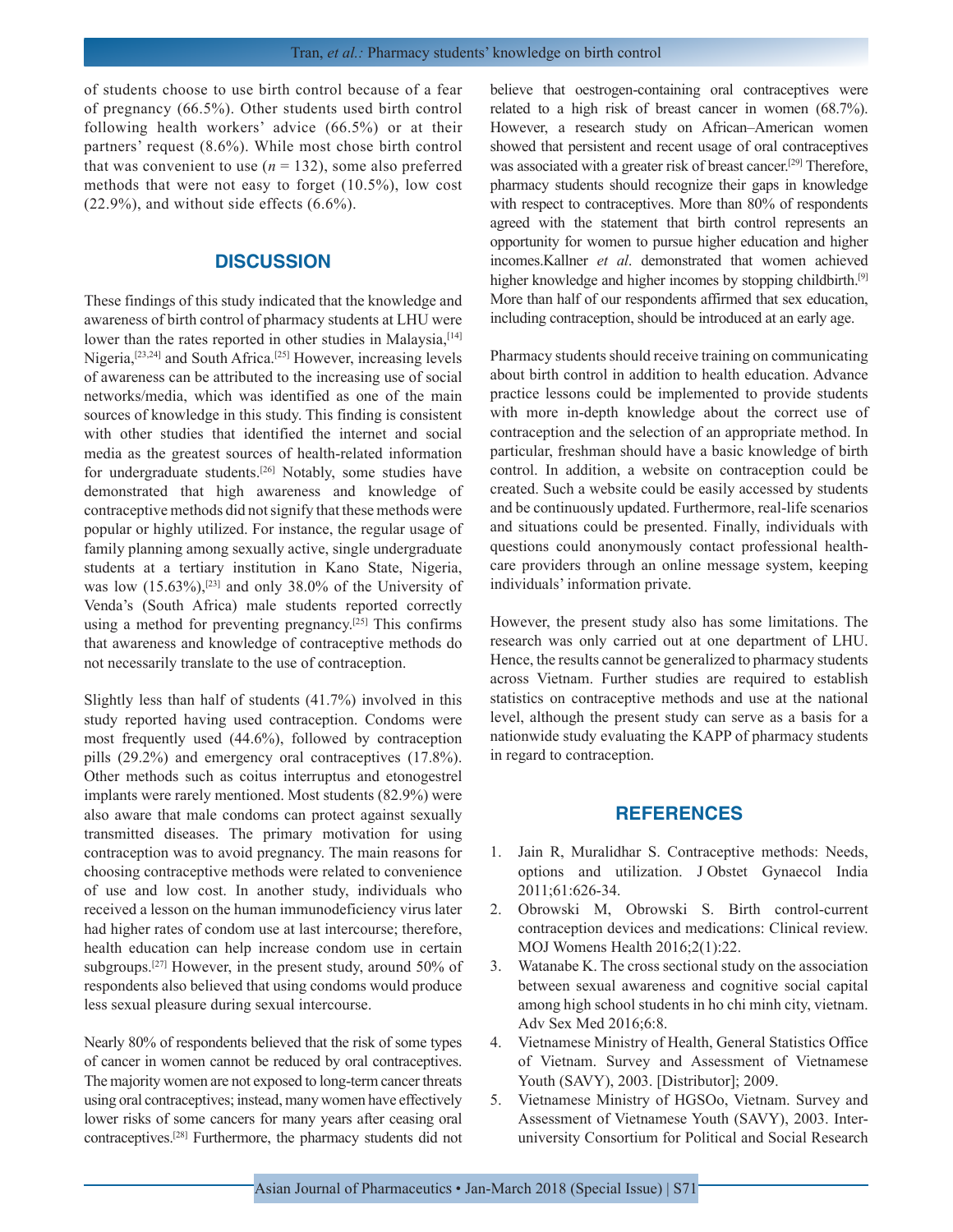of students choose to use birth control because of a fear of pregnancy (66.5%). Other students used birth control following health workers' advice (66.5%) or at their partners' request (8.6%). While most chose birth control that was convenient to use ($n = 132$), some also preferred methods that were not easy to forget (10.5%), low cost (22.9%), and without side effects (6.6%).

## DISCUSSION

These findings of this study indicated that the knowledge and awareness of birth control of pharmacy students at LHU were lower than the rates reported in other studies in Malaysia,[14] Nigeria,[23,24] and South Africa.[25] However, increasing levels of awareness can be attributed to the increasing use of social networks/media, which was identified as one of the main sources of knowledge in this study. This finding is consistent with other studies that identified the internet and social media as the greatest sources of health-related information for undergraduate students.[26] Notably, some studies have demonstrated that high awareness and knowledge of contraceptive methods did not signify that these methods were popular or highly utilized. For instance, the regular usage of family planning among sexually active, single undergraduate students at a tertiary institution in Kano State, Nigeria, was low (15.63%),[23] and only 38.0% of the University of Venda's (South Africa) male students reported correctly using a method for preventing pregnancy.[25] This confirms that awareness and knowledge of contraceptive methods do not necessarily translate to the use of contraception.

Slightly less than half of students (41.7%) involved in this study reported having used contraception. Condoms were most frequently used (44.6%), followed by contraception pills (29.2%) and emergency oral contraceptives (17.8%). Other methods such as coitus interruptus and etonogestrel implants were rarely mentioned. Most students (82.9%) were also aware that male condoms can protect against sexually transmitted diseases. The primary motivation for using contraception was to avoid pregnancy. The main reasons for choosing contraceptive methods were related to convenience of use and low cost. In another study, individuals who received a lesson on the human immunodeficiency virus later had higher rates of condom use at last intercourse; therefore, health education can help increase condom use in certain subgroups.[27] However, in the present study, around 50% of respondents also believed that using condoms would produce less sexual pleasure during sexual intercourse.

Nearly 80% of respondents believed that the risk of some types of cancer in women cannot be reduced by oral contraceptives. The majority women are not exposed to long-term cancer threats using oral contraceptives; instead, many women have effectively lower risks of some cancers for many years after ceasing oral contraceptives.[28] Furthermore, the pharmacy students did not believe that oestrogen-containing oral contraceptives were related to a high risk of breast cancer in women (68.7%). However, a research study on African–American women showed that persistent and recent usage of oral contraceptives was associated with a greater risk of breast cancer.[29] Therefore, pharmacy students should recognize their gaps in knowledge with respect to contraceptives. More than 80% of respondents agreed with the statement that birth control represents an opportunity for women to pursue higher education and higher incomes.Kallner *et al*. demonstrated that women achieved higher knowledge and higher incomes by stopping childbirth.[9] More than half of our respondents affirmed that sex education, including contraception, should be introduced at an early age.

Pharmacy students should receive training on communicating about birth control in addition to health education. Advance practice lessons could be implemented to provide students with more in-depth knowledge about the correct use of contraception and the selection of an appropriate method. In particular, freshman should have a basic knowledge of birth control. In addition, a website on contraception could be created. Such a website could be easily accessed by students and be continuously updated. Furthermore, real-life scenarios and situations could be presented. Finally, individuals with questions could anonymously contact professional health-care providers through an online message system, keeping individuals' information private.

However, the present study also has some limitations. The research was only carried out at one department of LHU. Hence, the results cannot be generalized to pharmacy students across Vietnam. Further studies are required to establish statistics on contraceptive methods and use at the national level, although the present study can serve as a basis for a nationwide study evaluating the KAPP of pharmacy students in regard to contraception.

## REFERENCES

1. Jain R, Muralidhar S. Contraceptive methods: Needs, options and utilization. J Obstet Gynaecol India 2011;61:626-34.
2. Obrowski M, Obrowski S. Birth control-current contraception devices and medications: Clinical review. MOJ Womens Health 2016;2(1):22.
3. Watanabe K. The cross sectional study on the association between sexual awareness and cognitive social capital among high school students in ho chi minh city, vietnam. Adv Sex Med 2016;6:8.
4. Vietnamese Ministry of Health, General Statistics Office of Vietnam. Survey and Assessment of Vietnamese Youth (SAVY), 2003. [Distributor]; 2009.
5. Vietnamese Ministry of HGSOo, Vietnam. Survey and Assessment of Vietnamese Youth (SAVY), 2003. Inter-university Consortium for Political and Social Research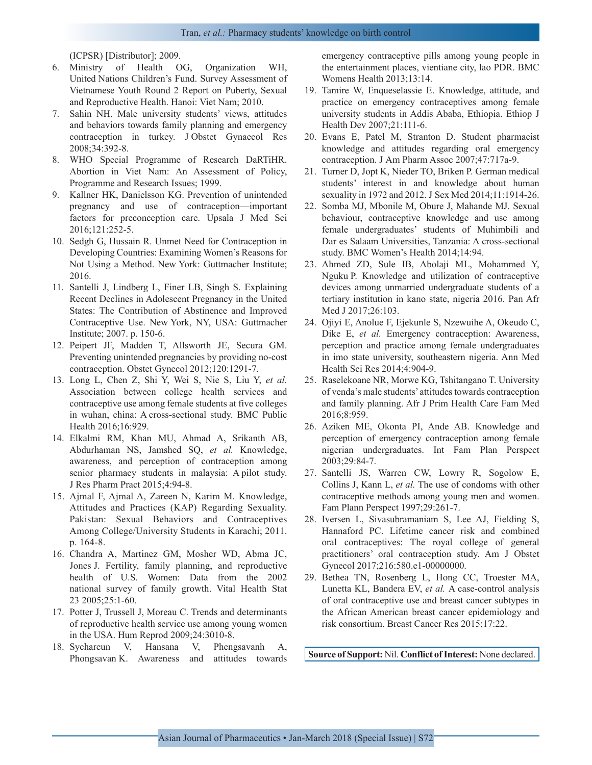(ICPSR) [Distributor]; 2009.

6. Ministry of Health OG, Organization WH, United Nations Children's Fund. Survey Assessment of Vietnamese Youth Round 2 Report on Puberty, Sexual and Reproductive Health. Hanoi: Viet Nam; 2010.
7. Sahin NH. Male university students' views, attitudes and behaviors towards family planning and emergency contraception in turkey. J Obstet Gynaecol Res 2008;34:392-8.
8. WHO Special Programme of Research DaRTiHR. Abortion in Viet Nam: An Assessment of Policy, Programme and Research Issues; 1999.
9. Kallner HK, Danielsson KG. Prevention of unintended pregnancy and use of contraception—important factors for preconception care. Upsala J Med Sci 2016;121:252-5.
10. Sedgh G, Hussain R. Unmet Need for Contraception in Developing Countries: Examining Women's Reasons for Not Using a Method. New York: Guttmacher Institute; 2016.
11. Santelli J, Lindberg L, Finer LB, Singh S. Explaining Recent Declines in Adolescent Pregnancy in the United States: The Contribution of Abstinence and Improved Contraceptive Use. New York, NY, USA: Guttmacher Institute; 2007. p. 150-6.
12. Peipert JF, Madden T, Allsworth JE, Secura GM. Preventing unintended pregnancies by providing no-cost contraception. Obstet Gynecol 2012;120:1291-7.
13. Long L, Chen Z, Shi Y, Wei S, Nie S, Liu Y, *et al.* Association between college health services and contraceptive use among female students at five colleges in wuhan, china: A cross-sectional study. BMC Public Health 2016;16:929.
14. Elkalmi RM, Khan MU, Ahmad A, Srikanth AB, Abdurhaman NS, Jamshed SQ, *et al.* Knowledge, awareness, and perception of contraception among senior pharmacy students in malaysia: A pilot study. J Res Pharm Pract 2015;4:94-8.
15. Ajmal F, Ajmal A, Zareen N, Karim M. Knowledge, Attitudes and Practices (KAP) Regarding Sexuality. Pakistan: Sexual Behaviors and Contraceptives Among College/University Students in Karachi; 2011. p. 164-8.
16. Chandra A, Martinez GM, Mosher WD, Abma JC, Jones J. Fertility, family planning, and reproductive health of U.S. Women: Data from the 2002 national survey of family growth. Vital Health Stat 23 2005;25:1-60.
17. Potter J, Trussell J, Moreau C. Trends and determinants of reproductive health service use among young women in the USA. Hum Reprod 2009;24:3010-8.
18. Sychareun V, Hansana V, Phengsavanh A, Phongsavan K. Awareness and attitudes towards emergency contraceptive pills among young people in the entertainment places, vientiane city, lao PDR. BMC Womens Health 2013;13:14.
19. Tamire W, Enqueselassie E. Knowledge, attitude, and practice on emergency contraceptives among female university students in Addis Ababa, Ethiopia. Ethiop J Health Dev 2007;21:111-6.
20. Evans E, Patel M, Stranton D. Student pharmacist knowledge and attitudes regarding oral emergency contraception. J Am Pharm Assoc 2007;47:717a-9.
21. Turner D, Jopt K, Nieder TO, Briken P. German medical students' interest in and knowledge about human sexuality in 1972 and 2012. J Sex Med 2014;11:1914-26.
22. Somba MJ, Mbonile M, Obure J, Mahande MJ. Sexual behaviour, contraceptive knowledge and use among female undergraduates' students of Muhimbili and Dar es Salaam Universities, Tanzania: A cross-sectional study. BMC Women's Health 2014;14:94.
23. Ahmed ZD, Sule IB, Abolaji ML, Mohammed Y, Nguku P. Knowledge and utilization of contraceptive devices among unmarried undergraduate students of a tertiary institution in kano state, nigeria 2016. Pan Afr Med J 2017;26:103.
24. Ojiyi E, Anolue F, Ejekunle S, Nzewuihe A, Okeudo C, Dike E, *et al.* Emergency contraception: Awareness, perception and practice among female undergraduates in imo state university, southeastern nigeria. Ann Med Health Sci Res 2014;4:904-9.
25. Raselekoane NR, Morwe KG, Tshitangano T. University of venda's male students' attitudes towards contraception and family planning. Afr J Prim Health Care Fam Med 2016;8:959.
26. Aziken ME, Okonta PI, Ande AB. Knowledge and perception of emergency contraception among female nigerian undergraduates. Int Fam Plan Perspect 2003;29:84-7.
27. Santelli JS, Warren CW, Lowry R, Sogolow E, Collins J, Kann L, *et al.* The use of condoms with other contraceptive methods among young men and women. Fam Plann Perspect 1997;29:261-7.
28. Iversen L, Sivasubramaniam S, Lee AJ, Fielding S, Hannaford PC. Lifetime cancer risk and combined oral contraceptives: The royal college of general practitioners' oral contraception study. Am J Obstet Gynecol 2017;216:580.e1-00000000.
29. Bethea TN, Rosenberg L, Hong CC, Troester MA, Lunetta KL, Bandera EV, *et al.* A case-control analysis of oral contraceptive use and breast cancer subtypes in the African American breast cancer epidemiology and risk consortium. Breast Cancer Res 2015;17:22.

**Source of Support:** Nil. **Conflict of Interest:** None declared.